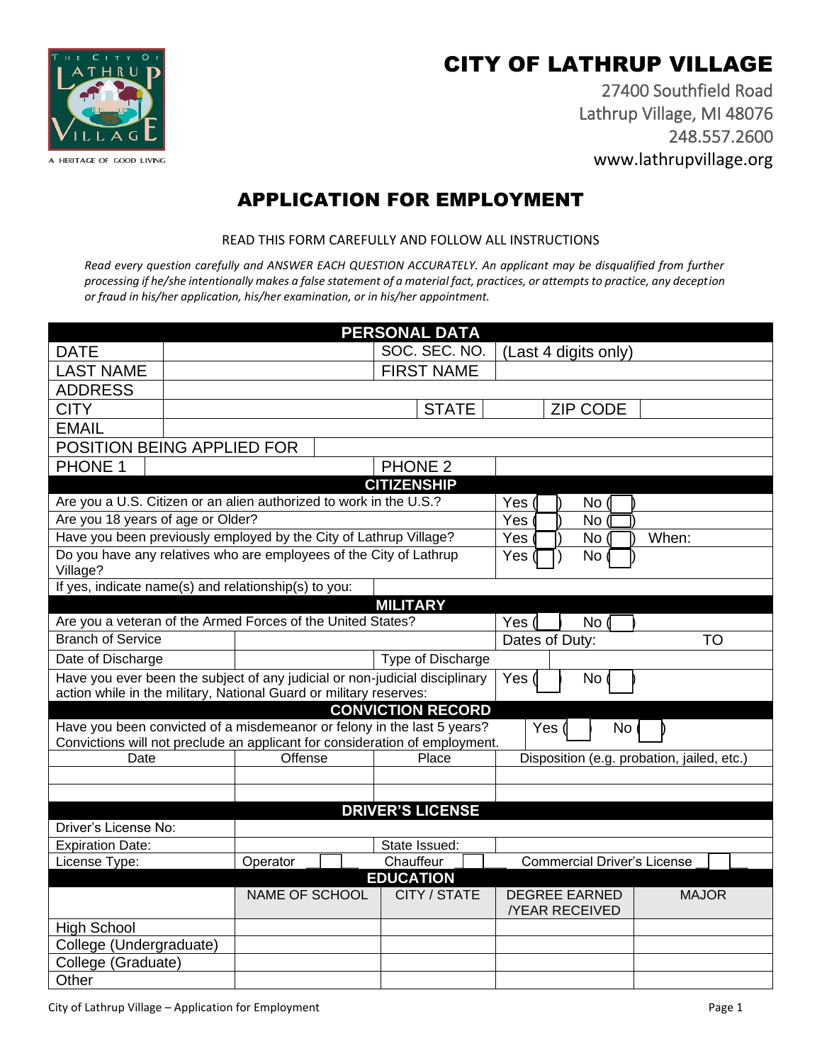# CITY OF LATHRUP VILLAGE

27400 Southfield Road
Lathrup Village, MI 48076
248.557.2600
www.lathrupvillage.org

A HERITAGE OF GOOD LIVING

## APPLICATION FOR EMPLOYMENT

READ THIS FORM CAREFULLY AND FOLLOW ALL INSTRUCTIONS

*Read every question carefully and ANSWER EACH QUESTION ACCURATELY. An applicant may be disqualified from further processing if he/she intentionally makes a false statement of a material fact, practices, or attempts to practice, any deception or fraud in his/her application, his/her examination, or in his/her appointment.*

| PERSONAL DATA | | | |
|---|---|---|---|
| DATE | | SOC. SEC. NO. | (Last 4 digits only) |
| LAST NAME | | FIRST NAME | |
| ADDRESS | | | |
| CITY | | STATE | ZIP CODE |
| EMAIL | | | |
| POSITION BEING APPLIED FOR | | | |
| PHONE 1 | | PHONE 2 | |

| CITIZENSHIP | |
|---|---|
| Are you a U.S. Citizen or an alien authorized to work in the U.S.? | Yes ( ) No ( ) |
| Are you 18 years of age or Older? | Yes ( ) No ( ) |
| Have you been previously employed by the City of Lathrup Village? | Yes ( ) No ( ) When: |
| Do you have any relatives who are employees of the City of Lathrup Village? | Yes ( ) No ( ) |
| If yes, indicate name(s) and relationship(s) to you: | |

| MILITARY | | | |
|---|---|---|---|
| Are you a veteran of the Armed Forces of the United States? | | | Yes ( ) No ( ) |
| Branch of Service | | Dates of Duty: | TO |
| Date of Discharge | | Type of Discharge | |
| Have you ever been the subject of any judicial or non-judicial disciplinary action while in the military, National Guard or military reserves: | | | Yes ( ) No ( ) |

| CONVICTION RECORD | | | |
|---|---|---|---|
| Have you been convicted of a misdemeanor or felony in the last 5 years? Convictions will not preclude an applicant for consideration of employment. | | | Yes ( ) No ( ) |
| Date | Offense | Place | Disposition (e.g. probation, jailed, etc.) |
| | | | |
| | | | |

| DRIVER'S LICENSE | | | |
|---|---|---|---|
| Driver's License No: | | | |
| Expiration Date: | | State Issued: | |
| License Type: | Operator ☐ | Chauffeur ☐ | Commercial Driver's License ☐ |

| EDUCATION | | | | |
|---|---|---|---|---|
| | NAME OF SCHOOL | CITY / STATE | DEGREE EARNED /YEAR RECEIVED | MAJOR |
| High School | | | | |
| College (Undergraduate) | | | | |
| College (Graduate) | | | | |
| Other | | | | |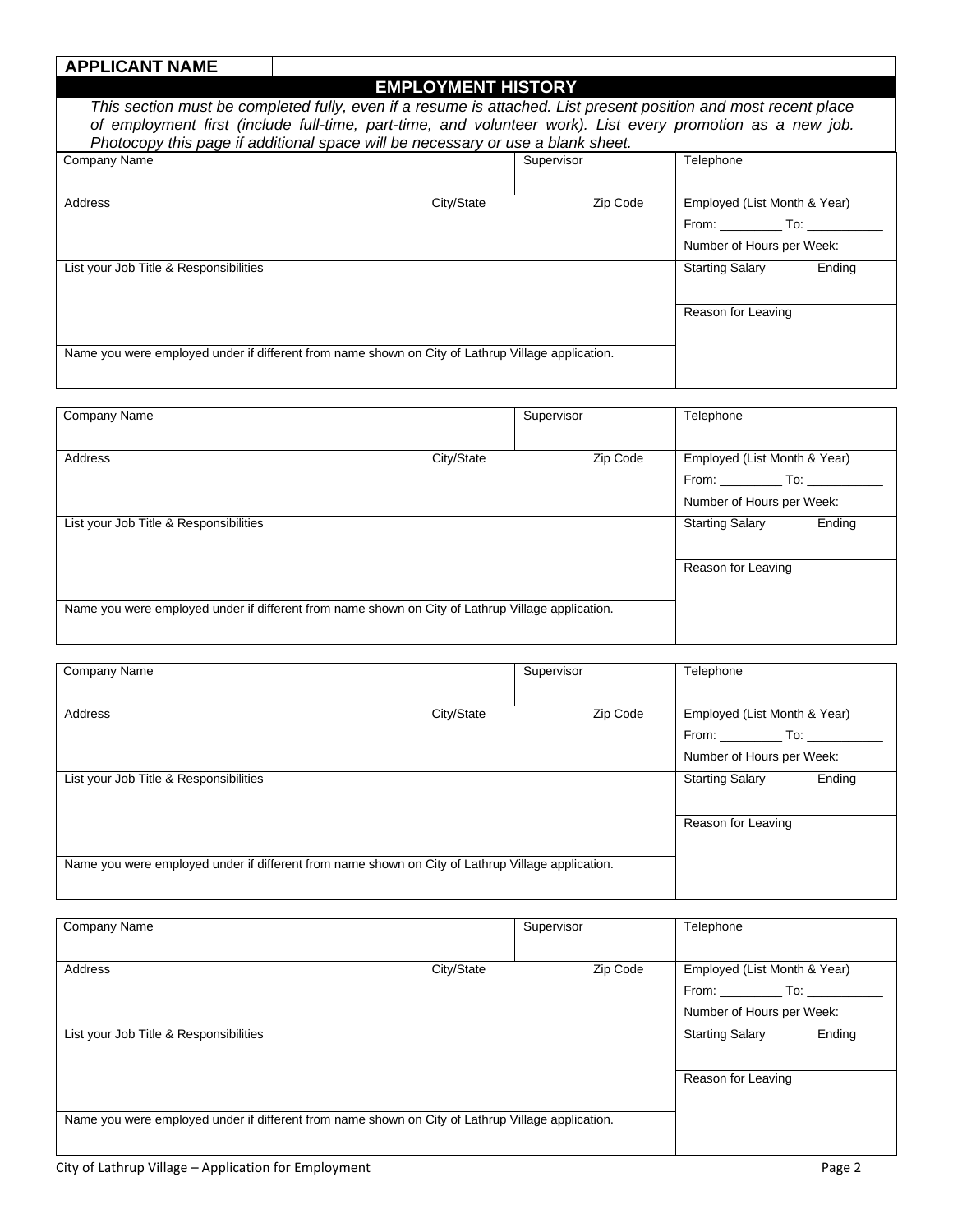| **APPLICANT NAME** | |
|---|---|

## EMPLOYMENT HISTORY

*This section must be completed fully, even if a resume is attached. List present position and most recent place of employment first (include full-time, part-time, and volunteer work). List every promotion as a new job. Photocopy this page if additional space will be necessary or use a blank sheet.*

| Company Name | | Supervisor | Telephone |
|---|---|---|---|
| Address | City/State | Zip Code | Employed (List Month & Year)<br>From: _________ To: ___________<br>Number of Hours per Week: |
| List your Job Title & Responsibilities | | | Starting Salary Ending |
| | | | Reason for Leaving |
| Name you were employed under if different from name shown on City of Lathrup Village application. | | | |

| Company Name | | Supervisor | Telephone |
|---|---|---|---|
| Address | City/State | Zip Code | Employed (List Month & Year)<br>From: _________ To: ___________<br>Number of Hours per Week: |
| List your Job Title & Responsibilities | | | Starting Salary Ending |
| | | | Reason for Leaving |
| Name you were employed under if different from name shown on City of Lathrup Village application. | | | |

| Company Name | | Supervisor | Telephone |
|---|---|---|---|
| Address | City/State | Zip Code | Employed (List Month & Year)<br>From: _________ To: ___________<br>Number of Hours per Week: |
| List your Job Title & Responsibilities | | | Starting Salary Ending |
| | | | Reason for Leaving |
| Name you were employed under if different from name shown on City of Lathrup Village application. | | | |

| Company Name | | Supervisor | Telephone |
|---|---|---|---|
| Address | City/State | Zip Code | Employed (List Month & Year)<br>From: _________ To: ___________<br>Number of Hours per Week: |
| List your Job Title & Responsibilities | | | Starting Salary Ending |
| | | | Reason for Leaving |
| Name you were employed under if different from name shown on City of Lathrup Village application. | | | |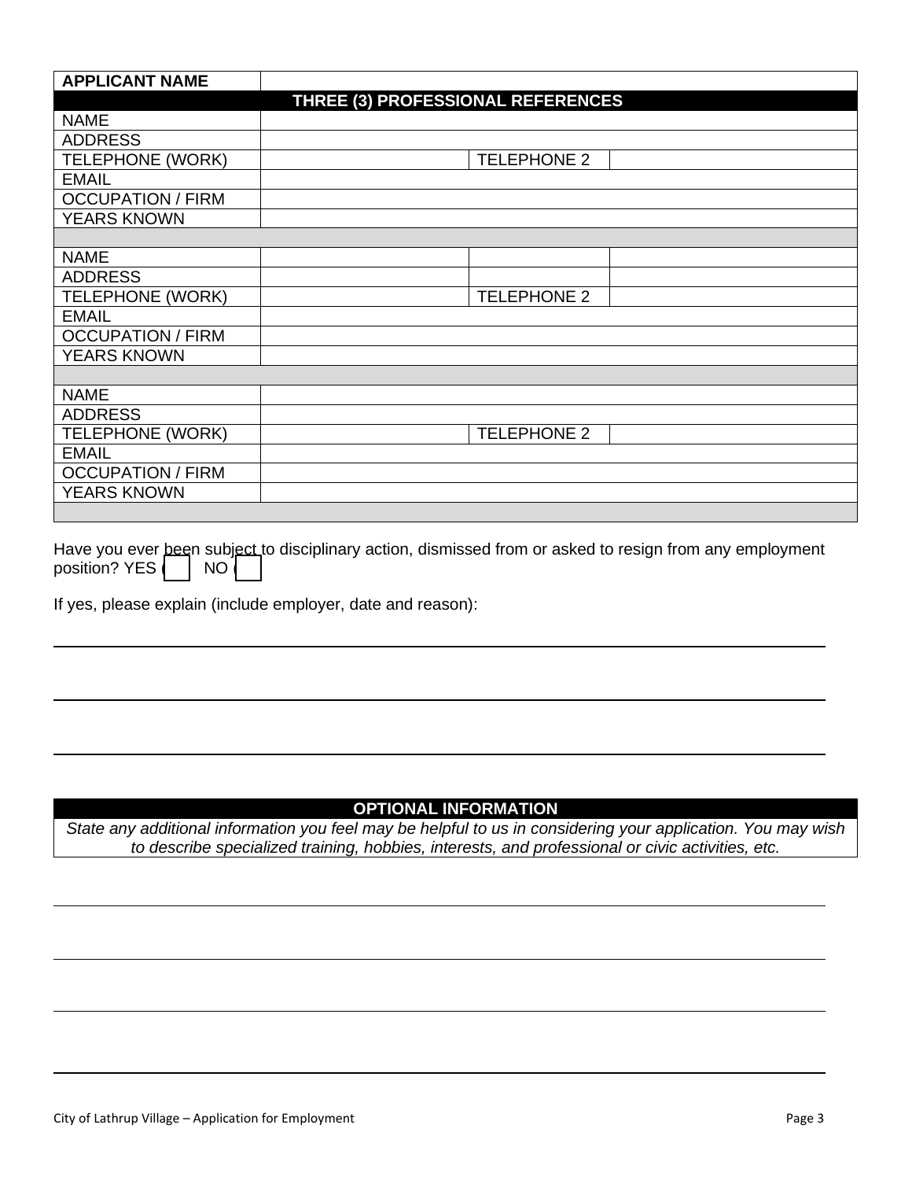| APPLICANT NAME | | | |
|---|---|---|---|
| **THREE (3) PROFESSIONAL REFERENCES** | | | |
| NAME | | | |
| ADDRESS | | | |
| TELEPHONE (WORK) | | TELEPHONE 2 | |
| EMAIL | | | |
| OCCUPATION / FIRM | | | |
| YEARS KNOWN | | | |
| | | | |
| NAME | | | |
| ADDRESS | | | |
| TELEPHONE (WORK) | | TELEPHONE 2 | |
| EMAIL | | | |
| OCCUPATION / FIRM | | | |
| YEARS KNOWN | | | |
| | | | |
| NAME | | | |
| ADDRESS | | | |
| TELEPHONE (WORK) | | TELEPHONE 2 | |
| EMAIL | | | |
| OCCUPATION / FIRM | | | |
| YEARS KNOWN | | | |
| | | | |

Have you ever been subject to disciplinary action, dismissed from or asked to resign from any employment position? YES ☐ NO ☐

If yes, please explain (include employer, date and reason):

\_\_\_\_\_\_\_\_\_\_\_\_\_\_\_\_\_\_\_\_\_\_\_\_\_\_\_\_\_\_\_\_\_\_\_\_\_\_\_\_\_\_\_\_\_\_\_\_\_\_\_\_\_\_\_\_\_\_\_\_\_\_\_\_\_\_\_\_\_\_\_\_

\_\_\_\_\_\_\_\_\_\_\_\_\_\_\_\_\_\_\_\_\_\_\_\_\_\_\_\_\_\_\_\_\_\_\_\_\_\_\_\_\_\_\_\_\_\_\_\_\_\_\_\_\_\_\_\_\_\_\_\_\_\_\_\_\_\_\_\_\_\_\_\_

\_\_\_\_\_\_\_\_\_\_\_\_\_\_\_\_\_\_\_\_\_\_\_\_\_\_\_\_\_\_\_\_\_\_\_\_\_\_\_\_\_\_\_\_\_\_\_\_\_\_\_\_\_\_\_\_\_\_\_\_\_\_\_\_\_\_\_\_\_\_\_\_

## OPTIONAL INFORMATION

*State any additional information you feel may be helpful to us in considering your application. You may wish to describe specialized training, hobbies, interests, and professional or civic activities, etc.*

\_\_\_\_\_\_\_\_\_\_\_\_\_\_\_\_\_\_\_\_\_\_\_\_\_\_\_\_\_\_\_\_\_\_\_\_\_\_\_\_\_\_\_\_\_\_\_\_\_\_\_\_\_\_\_\_\_\_\_\_\_\_\_\_\_\_\_\_\_\_\_\_

\_\_\_\_\_\_\_\_\_\_\_\_\_\_\_\_\_\_\_\_\_\_\_\_\_\_\_\_\_\_\_\_\_\_\_\_\_\_\_\_\_\_\_\_\_\_\_\_\_\_\_\_\_\_\_\_\_\_\_\_\_\_\_\_\_\_\_\_\_\_\_\_

\_\_\_\_\_\_\_\_\_\_\_\_\_\_\_\_\_\_\_\_\_\_\_\_\_\_\_\_\_\_\_\_\_\_\_\_\_\_\_\_\_\_\_\_\_\_\_\_\_\_\_\_\_\_\_\_\_\_\_\_\_\_\_\_\_\_\_\_\_\_\_\_

\_\_\_\_\_\_\_\_\_\_\_\_\_\_\_\_\_\_\_\_\_\_\_\_\_\_\_\_\_\_\_\_\_\_\_\_\_\_\_\_\_\_\_\_\_\_\_\_\_\_\_\_\_\_\_\_\_\_\_\_\_\_\_\_\_\_\_\_\_\_\_\_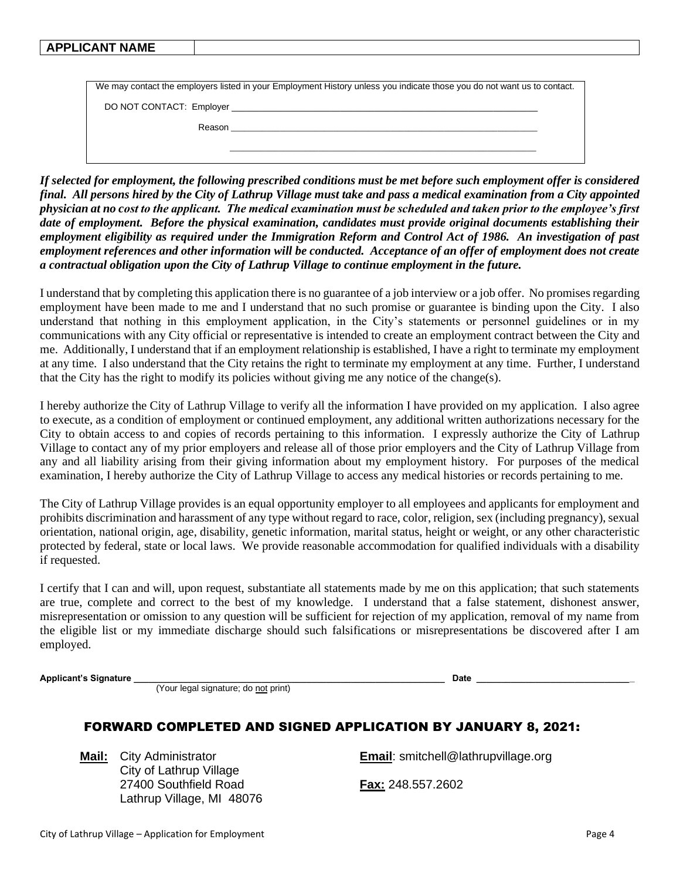| APPLICANT NAME | |
|---|---|

We may contact the employers listed in your Employment History unless you indicate those you do not want us to contact.

DO NOT CONTACT: Employer ___________________________________________________________

Reason ___________________________________________________________

___________________________________________________________

***If selected for employment, the following prescribed conditions must be met before such employment offer is considered final. All persons hired by the City of Lathrup Village must take and pass a medical examination from a City appointed physician at no cost to the applicant. The medical examination must be scheduled and taken prior to the employee's first date of employment. Before the physical examination, candidates must provide original documents establishing their employment eligibility as required under the Immigration Reform and Control Act of 1986. An investigation of past employment references and other information will be conducted. Acceptance of an offer of employment does not create a contractual obligation upon the City of Lathrup Village to continue employment in the future.***

I understand that by completing this application there is no guarantee of a job interview or a job offer. No promises regarding employment have been made to me and I understand that no such promise or guarantee is binding upon the City. I also understand that nothing in this employment application, in the City's statements or personnel guidelines or in my communications with any City official or representative is intended to create an employment contract between the City and me. Additionally, I understand that if an employment relationship is established, I have a right to terminate my employment at any time. I also understand that the City retains the right to terminate my employment at any time. Further, I understand that the City has the right to modify its policies without giving me any notice of the change(s).

I hereby authorize the City of Lathrup Village to verify all the information I have provided on my application. I also agree to execute, as a condition of employment or continued employment, any additional written authorizations necessary for the City to obtain access to and copies of records pertaining to this information. I expressly authorize the City of Lathrup Village to contact any of my prior employers and release all of those prior employers and the City of Lathrup Village from any and all liability arising from their giving information about my employment history. For purposes of the medical examination, I hereby authorize the City of Lathrup Village to access any medical histories or records pertaining to me.

The City of Lathrup Village provides is an equal opportunity employer to all employees and applicants for employment and prohibits discrimination and harassment of any type without regard to race, color, religion, sex (including pregnancy), sexual orientation, national origin, age, disability, genetic information, marital status, height or weight, or any other characteristic protected by federal, state or local laws. We provide reasonable accommodation for qualified individuals with a disability if requested.

I certify that I can and will, upon request, substantiate all statements made by me on this application; that such statements are true, complete and correct to the best of my knowledge. I understand that a false statement, dishonest answer, misrepresentation or omission to any question will be sufficient for rejection of my application, removal of my name from the eligible list or my immediate discharge should such falsifications or misrepresentations be discovered after I am employed.

**Applicant's Signature** ___________________________________________________________ **Date** ______________________________
(Your legal signature; do not print)

## FORWARD COMPLETED AND SIGNED APPLICATION BY JANUARY 8, 2021:

**Mail:** City Administrator
City of Lathrup Village
27400 Southfield Road
Lathrup Village, MI 48076

**Email**: smitchell@lathrupvillage.org

**Fax:** 248.557.2602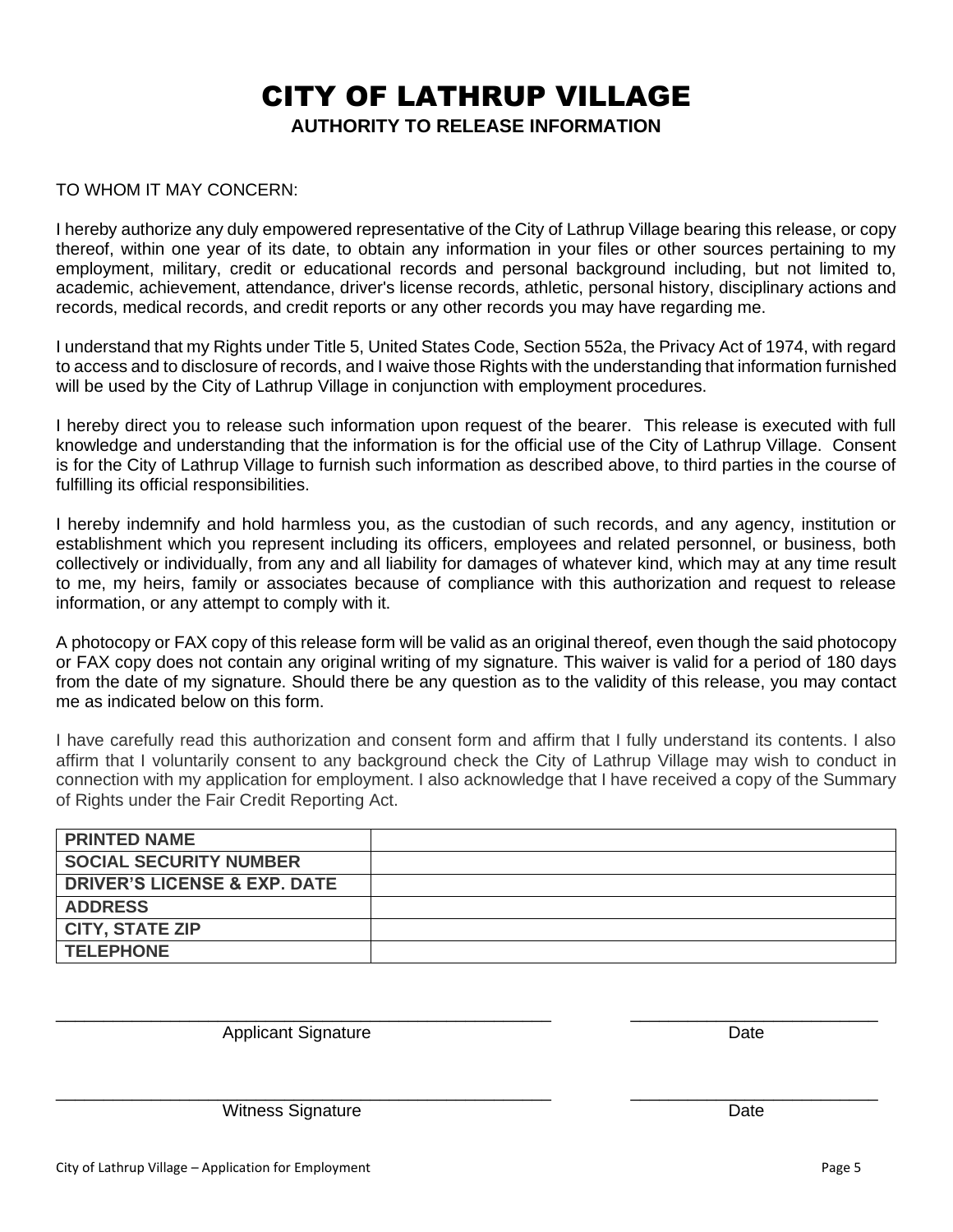# CITY OF LATHRUP VILLAGE

**AUTHORITY TO RELEASE INFORMATION**

TO WHOM IT MAY CONCERN:

I hereby authorize any duly empowered representative of the City of Lathrup Village bearing this release, or copy thereof, within one year of its date, to obtain any information in your files or other sources pertaining to my employment, military, credit or educational records and personal background including, but not limited to, academic, achievement, attendance, driver's license records, athletic, personal history, disciplinary actions and records, medical records, and credit reports or any other records you may have regarding me.

I understand that my Rights under Title 5, United States Code, Section 552a, the Privacy Act of 1974, with regard to access and to disclosure of records, and I waive those Rights with the understanding that information furnished will be used by the City of Lathrup Village in conjunction with employment procedures.

I hereby direct you to release such information upon request of the bearer. This release is executed with full knowledge and understanding that the information is for the official use of the City of Lathrup Village. Consent is for the City of Lathrup Village to furnish such information as described above, to third parties in the course of fulfilling its official responsibilities.

I hereby indemnify and hold harmless you, as the custodian of such records, and any agency, institution or establishment which you represent including its officers, employees and related personnel, or business, both collectively or individually, from any and all liability for damages of whatever kind, which may at any time result to me, my heirs, family or associates because of compliance with this authorization and request to release information, or any attempt to comply with it.

A photocopy or FAX copy of this release form will be valid as an original thereof, even though the said photocopy or FAX copy does not contain any original writing of my signature. This waiver is valid for a period of 180 days from the date of my signature. Should there be any question as to the validity of this release, you may contact me as indicated below on this form.

I have carefully read this authorization and consent form and affirm that I fully understand its contents. I also affirm that I voluntarily consent to any background check the City of Lathrup Village may wish to conduct in connection with my application for employment. I also acknowledge that I have received a copy of the Summary of Rights under the Fair Credit Reporting Act.

| | |
|---|---|
| **PRINTED NAME** | |
| **SOCIAL SECURITY NUMBER** | |
| **DRIVER'S LICENSE & EXP. DATE** | |
| **ADDRESS** | |
| **CITY, STATE ZIP** | |
| **TELEPHONE** | |

_______________________________________________ Applicant Signature

_______________________ Date

_______________________________________________ Witness Signature

_______________________ Date